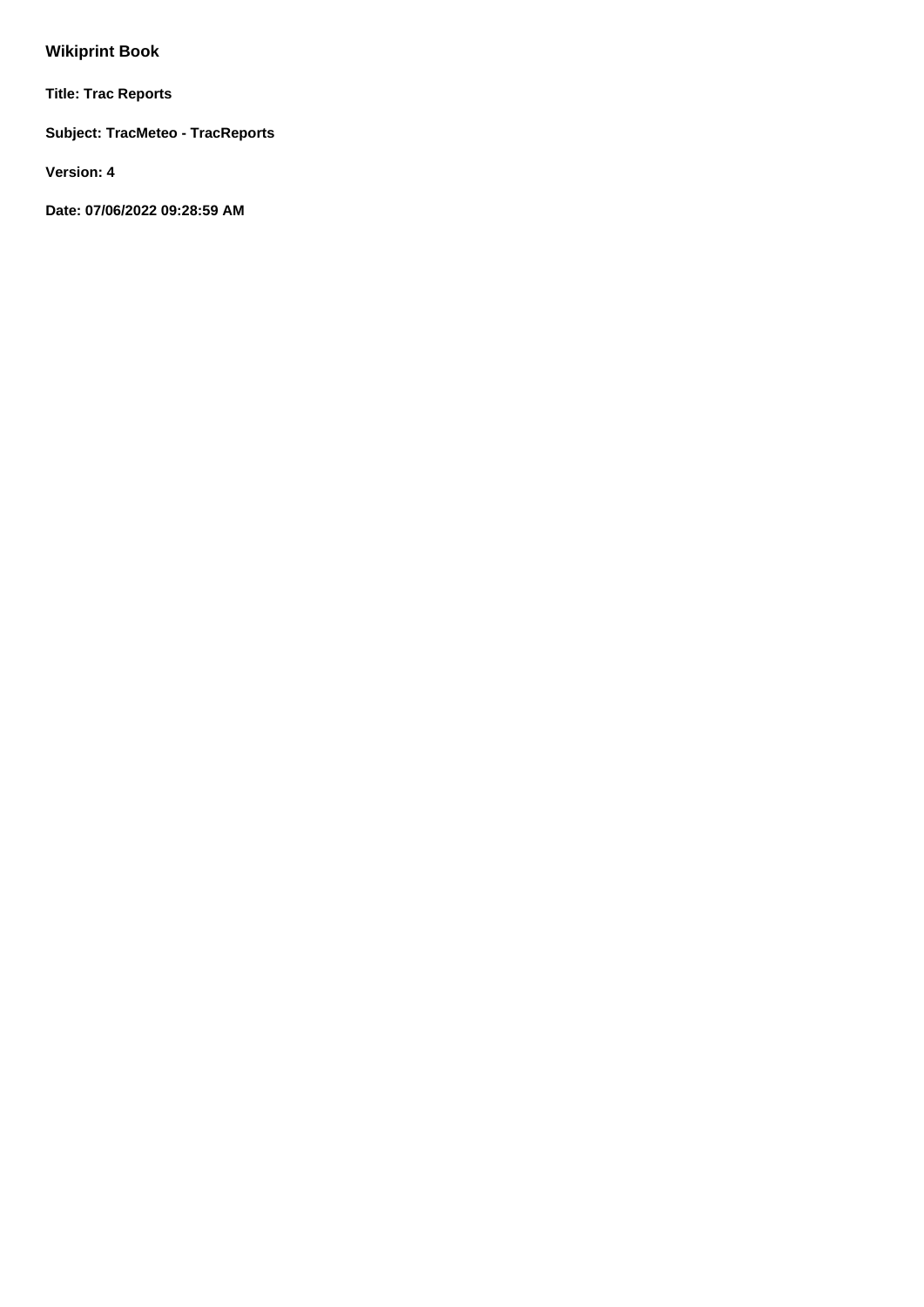# Wikiprint Book

**Title: Trac Reports**

**Subject: TracMeteo - TracReports**

**Version: 4**

**Date: 07/06/2022 09:28:59 AM**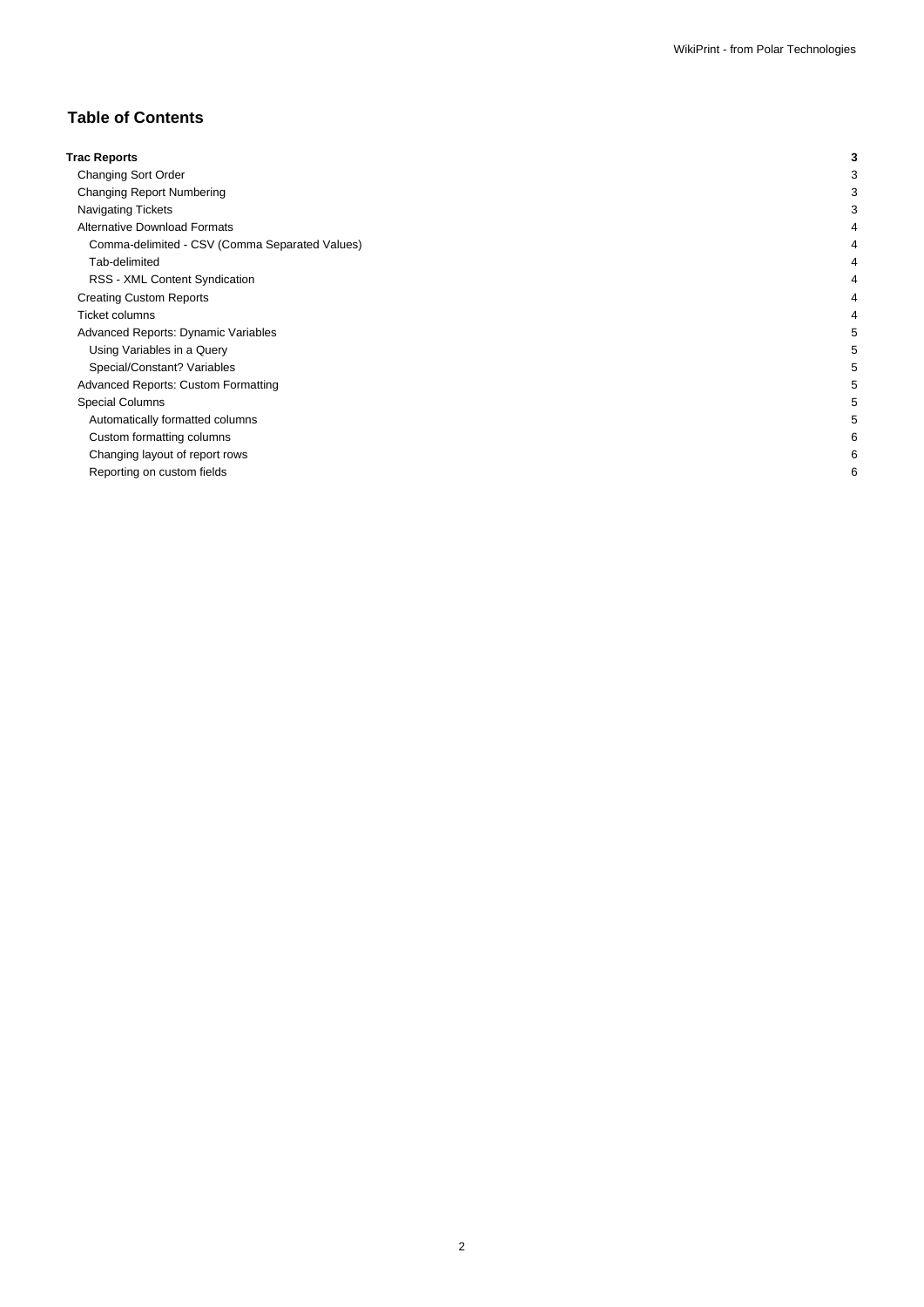## Table of Contents

- **Trac Reports** **3**
  - Changing Sort Order 3
  - Changing Report Numbering 3
  - Navigating Tickets 3
  - Alternative Download Formats 4
    - Comma-delimited - CSV (Comma Separated Values) 4
    - Tab-delimited 4
    - RSS - XML Content Syndication 4
  - Creating Custom Reports 4
  - Ticket columns 4
  - Advanced Reports: Dynamic Variables 5
    - Using Variables in a Query 5
    - Special/Constant? Variables 5
  - Advanced Reports: Custom Formatting 5
  - Special Columns 5
    - Automatically formatted columns 5
    - Custom formatting columns 6
    - Changing layout of report rows 6
    - Reporting on custom fields 6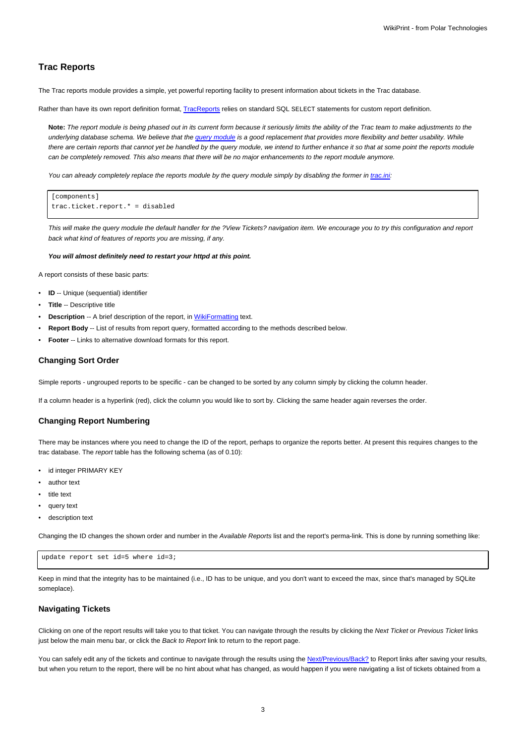## Trac Reports

The Trac reports module provides a simple, yet powerful reporting facility to present information about tickets in the Trac database.

Rather than have its own report definition format, TracReports relies on standard SQL `SELECT` statements for custom report definition.

> **Note:** *The report module is being phased out in its current form because it seriously limits the ability of the Trac team to make adjustments to the underlying database schema. We believe that the query module is a good replacement that provides more flexibility and better usability. While there are certain reports that cannot yet be handled by the query module, we intend to further enhance it so that at some point the reports module can be completely removed. This also means that there will be no major enhancements to the report module anymore.*
>
> *You can already completely replace the reports module by the query module simply by disabling the former in trac.ini:*
>
> ```
> [components]
> trac.ticket.report.* = disabled
> ```
>
> *This will make the query module the default handler for the ?View Tickets? navigation item. We encourage you to try this configuration and report back what kind of features of reports you are missing, if any.*
>
> ***You will almost definitely need to restart your httpd at this point.***

A report consists of these basic parts:

- **ID** -- Unique (sequential) identifier
- **Title** -- Descriptive title
- **Description** -- A brief description of the report, in WikiFormatting text.
- **Report Body** -- List of results from report query, formatted according to the methods described below.
- **Footer** -- Links to alternative download formats for this report.

### Changing Sort Order

Simple reports - ungrouped reports to be specific - can be changed to be sorted by any column simply by clicking the column header.

If a column header is a hyperlink (red), click the column you would like to sort by. Clicking the same header again reverses the order.

### Changing Report Numbering

There may be instances where you need to change the ID of the report, perhaps to organize the reports better. At present this requires changes to the trac database. The *report* table has the following schema (as of 0.10):

- id integer PRIMARY KEY
- author text
- title text
- query text
- description text

Changing the ID changes the shown order and number in the *Available Reports* list and the report's perma-link. This is done by running something like:

```
update report set id=5 where id=3;
```

Keep in mind that the integrity has to be maintained (i.e., ID has to be unique, and you don't want to exceed the max, since that's managed by SQLite someplace).

### Navigating Tickets

Clicking on one of the report results will take you to that ticket. You can navigate through the results by clicking the *Next Ticket* or *Previous Ticket* links just below the main menu bar, or click the *Back to Report* link to return to the report page.

You can safely edit any of the tickets and continue to navigate through the results using the Next/Previous/Back? to Report links after saving your results, but when you return to the report, there will be no hint about what has changed, as would happen if you were navigating a list of tickets obtained from a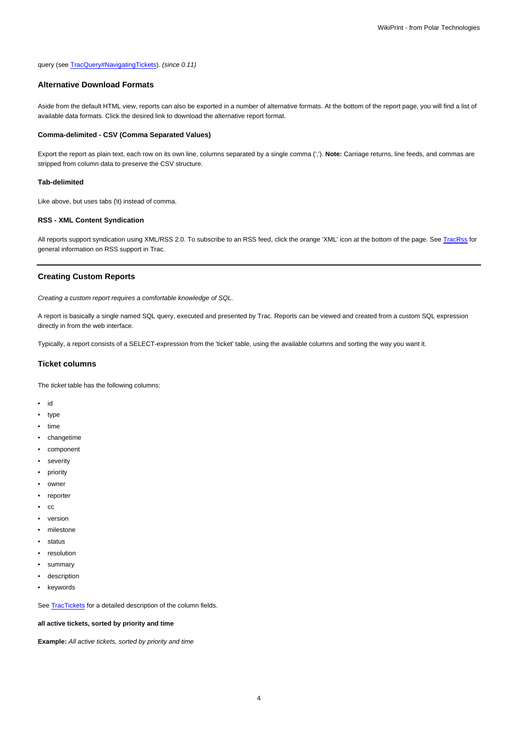query (see TracQuery#NavigatingTickets). *(since 0.11)*

### Alternative Download Formats

Aside from the default HTML view, reports can also be exported in a number of alternative formats. At the bottom of the report page, you will find a list of available data formats. Click the desired link to download the alternative report format.

#### Comma-delimited - CSV (Comma Separated Values)

Export the report as plain text, each row on its own line, columns separated by a single comma (','). **Note:** Carriage returns, line feeds, and commas are stripped from column data to preserve the CSV structure.

#### Tab-delimited

Like above, but uses tabs (\t) instead of comma.

#### RSS - XML Content Syndication

All reports support syndication using XML/RSS 2.0. To subscribe to an RSS feed, click the orange 'XML' icon at the bottom of the page. See TracRss for general information on RSS support in Trac.

---

## Creating Custom Reports

*Creating a custom report requires a comfortable knowledge of SQL.*

A report is basically a single named SQL query, executed and presented by Trac. Reports can be viewed and created from a custom SQL expression directly in from the web interface.

Typically, a report consists of a SELECT-expression from the 'ticket' table, using the available columns and sorting the way you want it.

### Ticket columns

The *ticket* table has the following columns:

- id
- type
- time
- changetime
- component
- severity
- priority
- owner
- reporter
- cc
- version
- milestone
- status
- resolution
- summary
- description
- keywords

See TracTickets for a detailed description of the column fields.

**all active tickets, sorted by priority and time**

**Example:** *All active tickets, sorted by priority and time*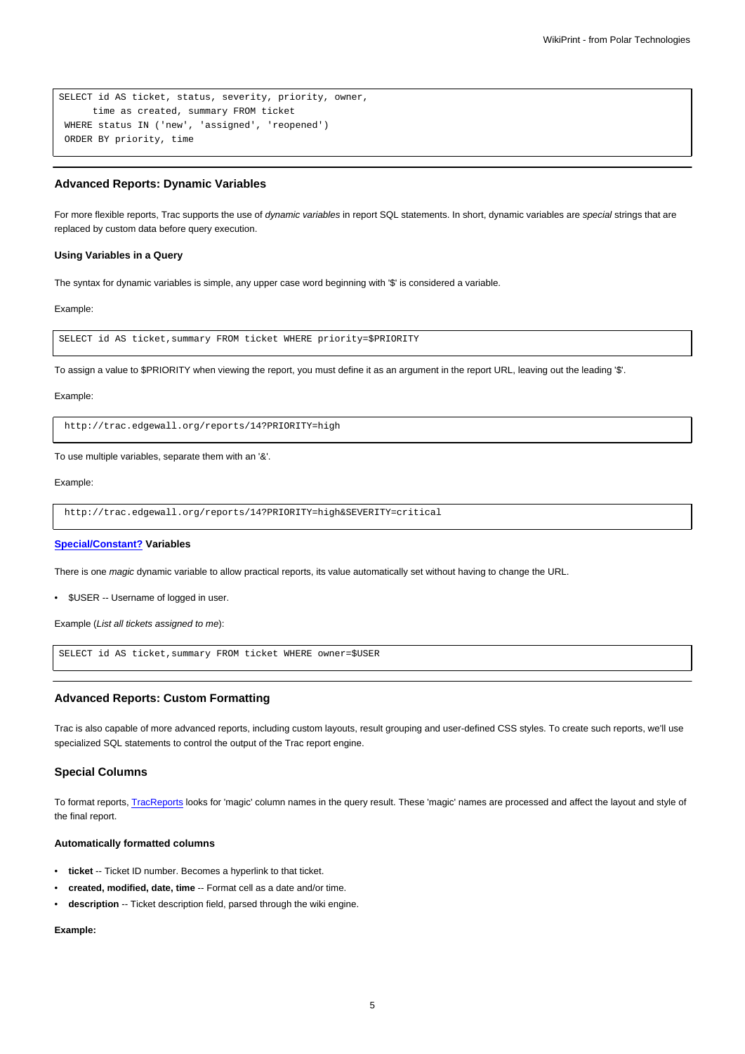```
SELECT id AS ticket, status, severity, priority, owner,
      time as created, summary FROM ticket
 WHERE status IN ('new', 'assigned', 'reopened')
 ORDER BY priority, time
```

---

### Advanced Reports: Dynamic Variables

For more flexible reports, Trac supports the use of *dynamic variables* in report SQL statements. In short, dynamic variables are *special* strings that are replaced by custom data before query execution.

#### Using Variables in a Query

The syntax for dynamic variables is simple, any upper case word beginning with '$' is considered a variable.

Example:

```
SELECT id AS ticket,summary FROM ticket WHERE priority=$PRIORITY
```

To assign a value to $PRIORITY when viewing the report, you must define it as an argument in the report URL, leaving out the leading '$'.

Example:

```
 http://trac.edgewall.org/reports/14?PRIORITY=high
```

To use multiple variables, separate them with an '&'.

Example:

```
 http://trac.edgewall.org/reports/14?PRIORITY=high&SEVERITY=critical
```

#### [Special/Constant?] Variables

There is one *magic* dynamic variable to allow practical reports, its value automatically set without having to change the URL.

- $USER -- Username of logged in user.

Example (*List all tickets assigned to me*):

```
SELECT id AS ticket,summary FROM ticket WHERE owner=$USER
```

---

### Advanced Reports: Custom Formatting

Trac is also capable of more advanced reports, including custom layouts, result grouping and user-defined CSS styles. To create such reports, we'll use specialized SQL statements to control the output of the Trac report engine.

### Special Columns

To format reports, TracReports looks for 'magic' column names in the query result. These 'magic' names are processed and affect the layout and style of the final report.

#### Automatically formatted columns

- **ticket** -- Ticket ID number. Becomes a hyperlink to that ticket.
- **created, modified, date, time** -- Format cell as a date and/or time.
- **description** -- Ticket description field, parsed through the wiki engine.

**Example:**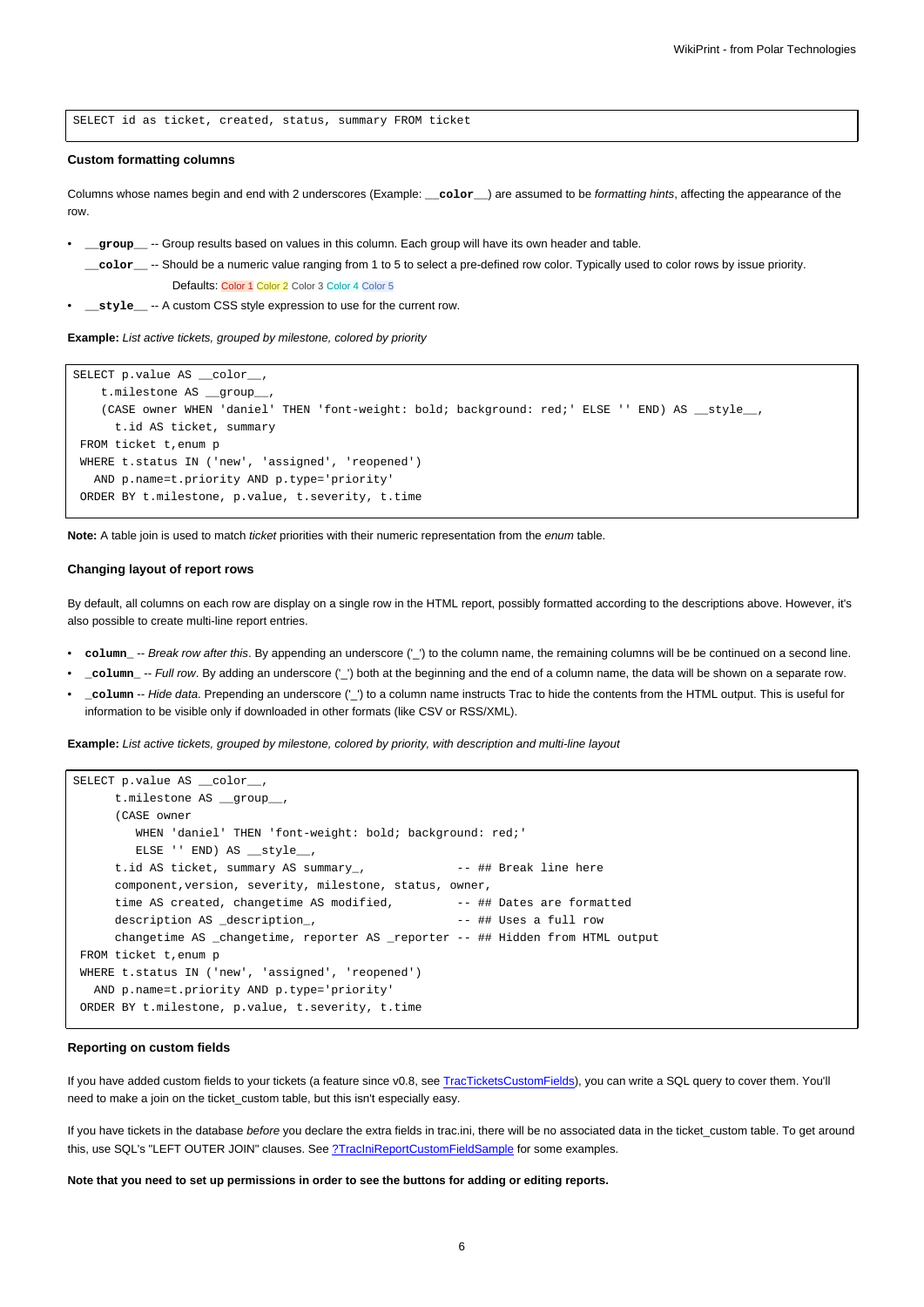```
SELECT id as ticket, created, status, summary FROM ticket
```

### Custom formatting columns

Columns whose names begin and end with 2 underscores (Example: **`__color__`**) are assumed to be *formatting hints*, affecting the appearance of the row.

- **`__group__`** -- Group results based on values in this column. Each group will have its own header and table.
  **`__color__`** -- Should be a numeric value ranging from 1 to 5 to select a pre-defined row color. Typically used to color rows by issue priority.
  
  Defaults: Color 1 Color 2 Color 3 Color 4 Color 5
- **`__style__`** -- A custom CSS style expression to use for the current row.

**Example:** *List active tickets, grouped by milestone, colored by priority*

```
SELECT p.value AS __color__,
    t.milestone AS __group__,
    (CASE owner WHEN 'daniel' THEN 'font-weight: bold; background: red;' ELSE '' END) AS __style__,
      t.id AS ticket, summary
 FROM ticket t,enum p
 WHERE t.status IN ('new', 'assigned', 'reopened')
   AND p.name=t.priority AND p.type='priority'
 ORDER BY t.milestone, p.value, t.severity, t.time
```

**Note:** A table join is used to match *ticket* priorities with their numeric representation from the *enum* table.

### Changing layout of report rows

By default, all columns on each row are display on a single row in the HTML report, possibly formatted according to the descriptions above. However, it's also possible to create multi-line report entries.

- **`column_`** -- *Break row after this*. By appending an underscore ('_') to the column name, the remaining columns will be be continued on a second line.
- **`_column_`** -- *Full row*. By adding an underscore ('_') both at the beginning and the end of a column name, the data will be shown on a separate row.
- **`_column`** -- *Hide data*. Prepending an underscore ('_') to a column name instructs Trac to hide the contents from the HTML output. This is useful for information to be visible only if downloaded in other formats (like CSV or RSS/XML).

**Example:** *List active tickets, grouped by milestone, colored by priority, with description and multi-line layout*

```
SELECT p.value AS __color__,
      t.milestone AS __group__,
      (CASE owner
         WHEN 'daniel' THEN 'font-weight: bold; background: red;'
         ELSE '' END) AS __style__,
      t.id AS ticket, summary AS summary_,             -- ## Break line here
      component,version, severity, milestone, status, owner,
      time AS created, changetime AS modified,         -- ## Dates are formatted
      description AS _description_,                    -- ## Uses a full row
      changetime AS _changetime, reporter AS _reporter -- ## Hidden from HTML output
 FROM ticket t,enum p
 WHERE t.status IN ('new', 'assigned', 'reopened')
   AND p.name=t.priority AND p.type='priority'
 ORDER BY t.milestone, p.value, t.severity, t.time
```

### Reporting on custom fields

If you have added custom fields to your tickets (a feature since v0.8, see TracTicketsCustomFields), you can write a SQL query to cover them. You'll need to make a join on the ticket_custom table, but this isn't especially easy.

If you have tickets in the database *before* you declare the extra fields in trac.ini, there will be no associated data in the ticket_custom table. To get around this, use SQL's "LEFT OUTER JOIN" clauses. See ?TracIniReportCustomFieldSample for some examples.

**Note that you need to set up permissions in order to see the buttons for adding or editing reports.**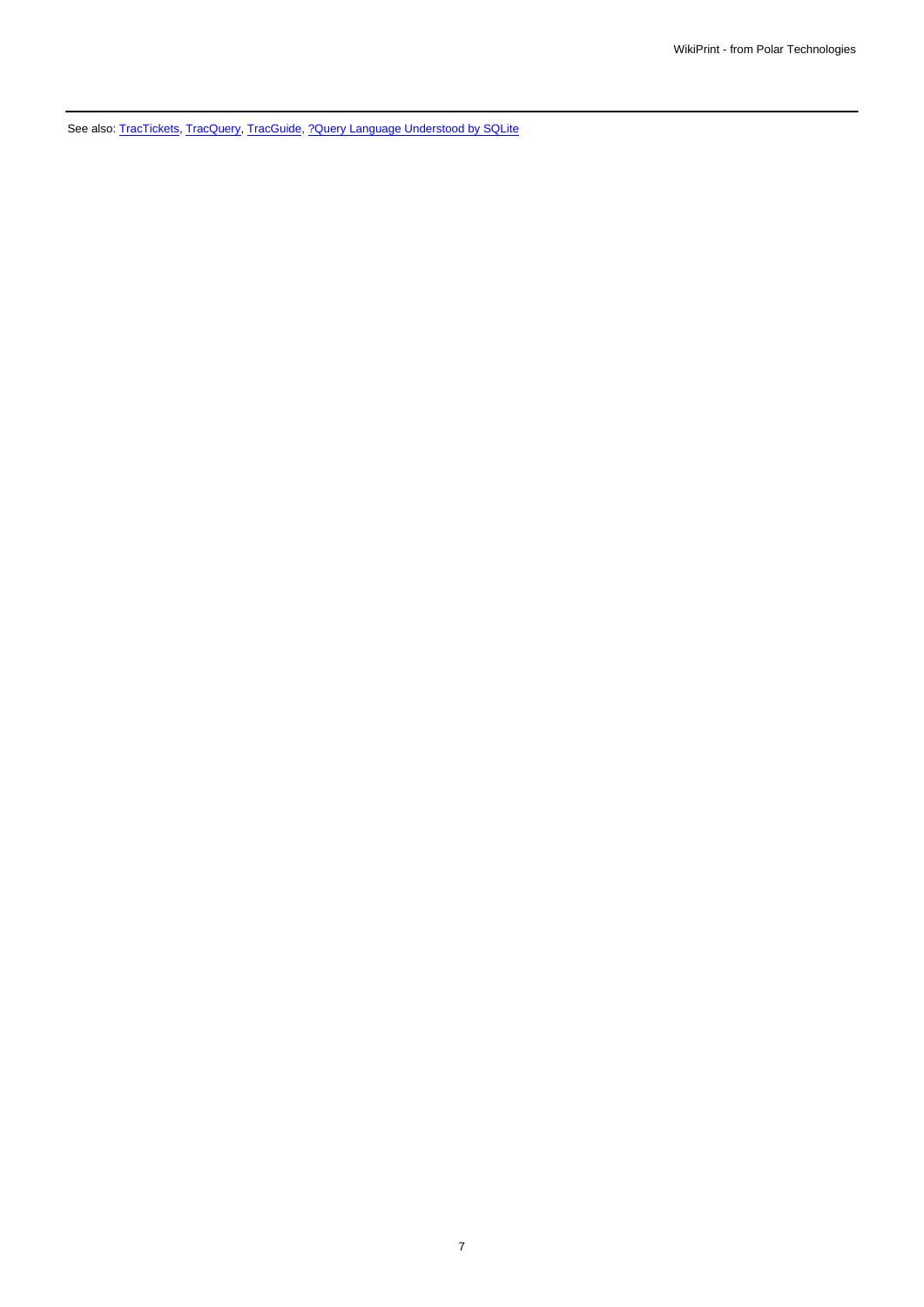---

See also: TracTickets, TracQuery, TracGuide, ?Query Language Understood by SQLite